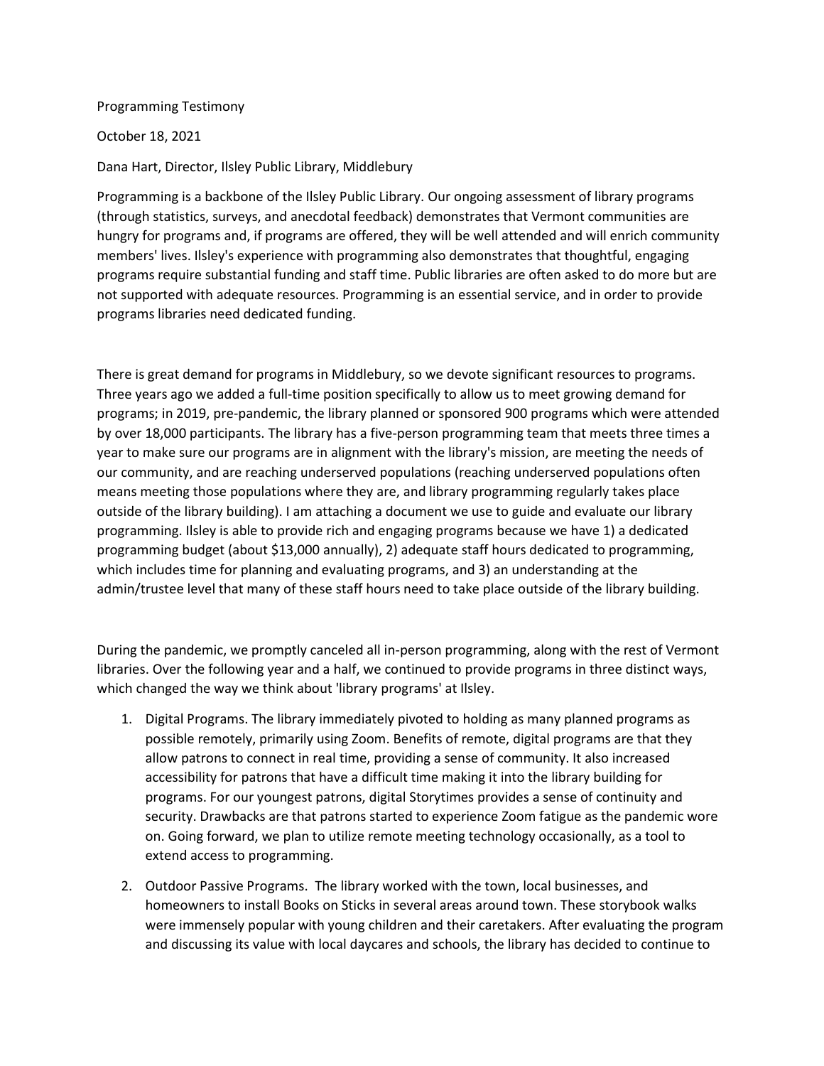Programming Testimony

October 18, 2021

Dana Hart, Director, Ilsley Public Library, Middlebury

Programming is a backbone of the Ilsley Public Library. Our ongoing assessment of library programs (through statistics, surveys, and anecdotal feedback) demonstrates that Vermont communities are hungry for programs and, if programs are offered, they will be well attended and will enrich community members' lives. Ilsley's experience with programming also demonstrates that thoughtful, engaging programs require substantial funding and staff time. Public libraries are often asked to do more but are not supported with adequate resources. Programming is an essential service, and in order to provide programs libraries need dedicated funding.

There is great demand for programs in Middlebury, so we devote significant resources to programs. Three years ago we added a full-time position specifically to allow us to meet growing demand for programs; in 2019, pre-pandemic, the library planned or sponsored 900 programs which were attended by over 18,000 participants. The library has a five-person programming team that meets three times a year to make sure our programs are in alignment with the library's mission, are meeting the needs of our community, and are reaching underserved populations (reaching underserved populations often means meeting those populations where they are, and library programming regularly takes place outside of the library building). I am attaching a document we use to guide and evaluate our library programming. Ilsley is able to provide rich and engaging programs because we have 1) a dedicated programming budget (about $13,000 annually), 2) adequate staff hours dedicated to programming, which includes time for planning and evaluating programs, and 3) an understanding at the admin/trustee level that many of these staff hours need to take place outside of the library building.

During the pandemic, we promptly canceled all in-person programming, along with the rest of Vermont libraries. Over the following year and a half, we continued to provide programs in three distinct ways, which changed the way we think about 'library programs' at Ilsley.

1. Digital Programs. The library immediately pivoted to holding as many planned programs as possible remotely, primarily using Zoom. Benefits of remote, digital programs are that they allow patrons to connect in real time, providing a sense of community. It also increased accessibility for patrons that have a difficult time making it into the library building for programs. For our youngest patrons, digital Storytimes provides a sense of continuity and security. Drawbacks are that patrons started to experience Zoom fatigue as the pandemic wore on. Going forward, we plan to utilize remote meeting technology occasionally, as a tool to extend access to programming.
2. Outdoor Passive Programs. The library worked with the town, local businesses, and homeowners to install Books on Sticks in several areas around town. These storybook walks were immensely popular with young children and their caretakers. After evaluating the program and discussing its value with local daycares and schools, the library has decided to continue to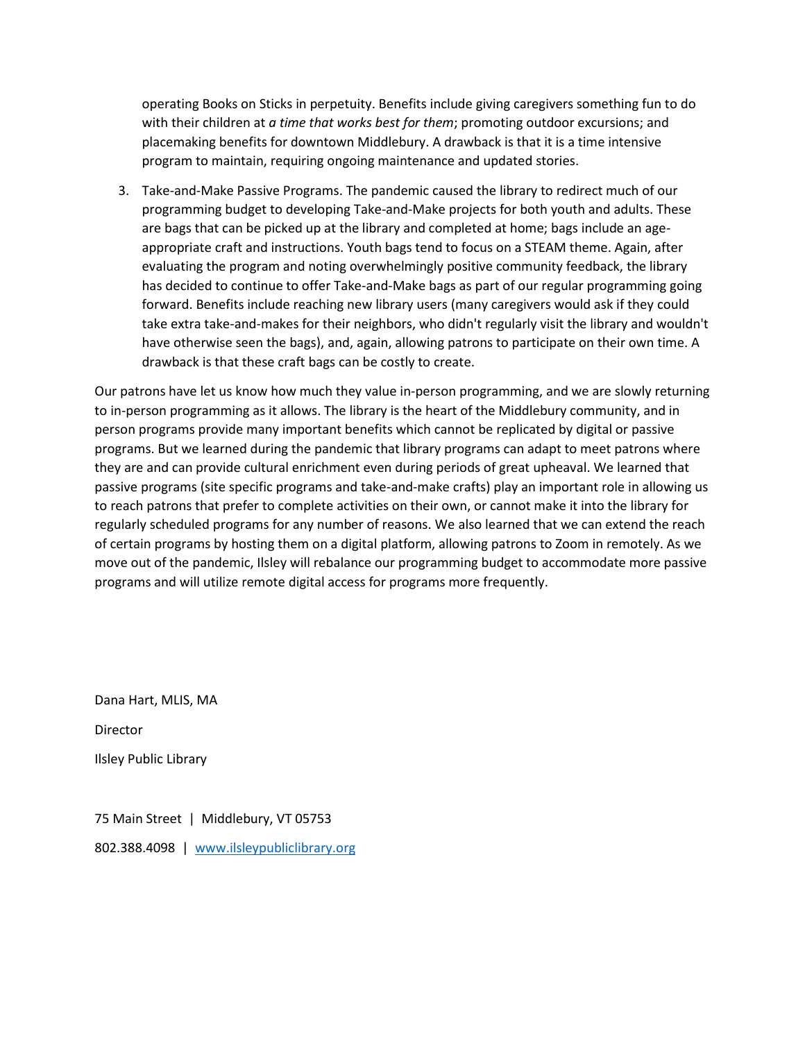operating Books on Sticks in perpetuity. Benefits include giving caregivers something fun to do with their children at *a time that works best for them*; promoting outdoor excursions; and placemaking benefits for downtown Middlebury. A drawback is that it is a time intensive program to maintain, requiring ongoing maintenance and updated stories.

3. Take-and-Make Passive Programs. The pandemic caused the library to redirect much of our programming budget to developing Take-and-Make projects for both youth and adults. These are bags that can be picked up at the library and completed at home; bags include an age-appropriate craft and instructions. Youth bags tend to focus on a STEAM theme. Again, after evaluating the program and noting overwhelmingly positive community feedback, the library has decided to continue to offer Take-and-Make bags as part of our regular programming going forward. Benefits include reaching new library users (many caregivers would ask if they could take extra take-and-makes for their neighbors, who didn't regularly visit the library and wouldn't have otherwise seen the bags), and, again, allowing patrons to participate on their own time. A drawback is that these craft bags can be costly to create.

Our patrons have let us know how much they value in-person programming, and we are slowly returning to in-person programming as it allows. The library is the heart of the Middlebury community, and in person programs provide many important benefits which cannot be replicated by digital or passive programs. But we learned during the pandemic that library programs can adapt to meet patrons where they are and can provide cultural enrichment even during periods of great upheaval. We learned that passive programs (site specific programs and take-and-make crafts) play an important role in allowing us to reach patrons that prefer to complete activities on their own, or cannot make it into the library for regularly scheduled programs for any number of reasons. We also learned that we can extend the reach of certain programs by hosting them on a digital platform, allowing patrons to Zoom in remotely. As we move out of the pandemic, Ilsley will rebalance our programming budget to accommodate more passive programs and will utilize remote digital access for programs more frequently.

Dana Hart, MLIS, MA

Director

Ilsley Public Library

75 Main Street | Middlebury, VT 05753

802.388.4098 | [www.ilsleypubliclibrary.org](http://www.ilsleypubliclibrary.org)